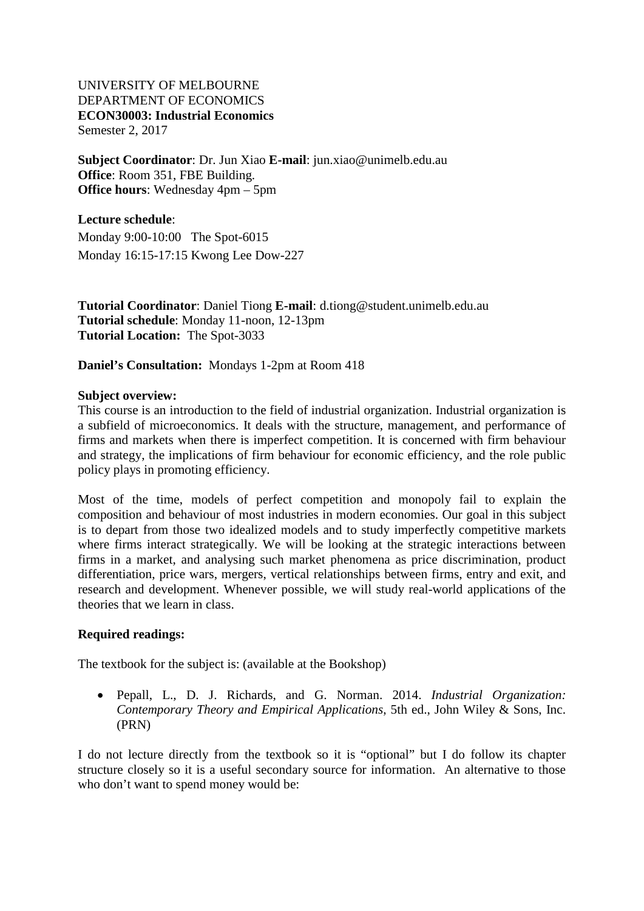UNIVERSITY OF MELBOURNE
DEPARTMENT OF ECONOMICS
**ECON30003: Industrial Economics**
Semester 2, 2017

**Subject Coordinator**: Dr. Jun Xiao **E-mail**: jun.xiao@unimelb.edu.au
**Office**: Room 351, FBE Building.
**Office hours**: Wednesday 4pm – 5pm

**Lecture schedule**:

Monday 9:00-10:00 The Spot-6015

Monday 16:15-17:15 Kwong Lee Dow-227

**Tutorial Coordinator**: Daniel Tiong **E-mail**: d.tiong@student.unimelb.edu.au
**Tutorial schedule**: Monday 11-noon, 12-13pm
**Tutorial Location:** The Spot-3033

**Daniel's Consultation:** Mondays 1-2pm at Room 418

**Subject overview:**

This course is an introduction to the field of industrial organization. Industrial organization is a subfield of microeconomics. It deals with the structure, management, and performance of firms and markets when there is imperfect competition. It is concerned with firm behaviour and strategy, the implications of firm behaviour for economic efficiency, and the role public policy plays in promoting efficiency.

Most of the time, models of perfect competition and monopoly fail to explain the composition and behaviour of most industries in modern economies. Our goal in this subject is to depart from those two idealized models and to study imperfectly competitive markets where firms interact strategically. We will be looking at the strategic interactions between firms in a market, and analysing such market phenomena as price discrimination, product differentiation, price wars, mergers, vertical relationships between firms, entry and exit, and research and development. Whenever possible, we will study real-world applications of the theories that we learn in class.

**Required readings:**

The textbook for the subject is: (available at the Bookshop)

- Pepall, L., D. J. Richards, and G. Norman. 2014. *Industrial Organization: Contemporary Theory and Empirical Applications*, 5th ed., John Wiley & Sons, Inc. (PRN)

I do not lecture directly from the textbook so it is "optional" but I do follow its chapter structure closely so it is a useful secondary source for information. An alternative to those who don't want to spend money would be: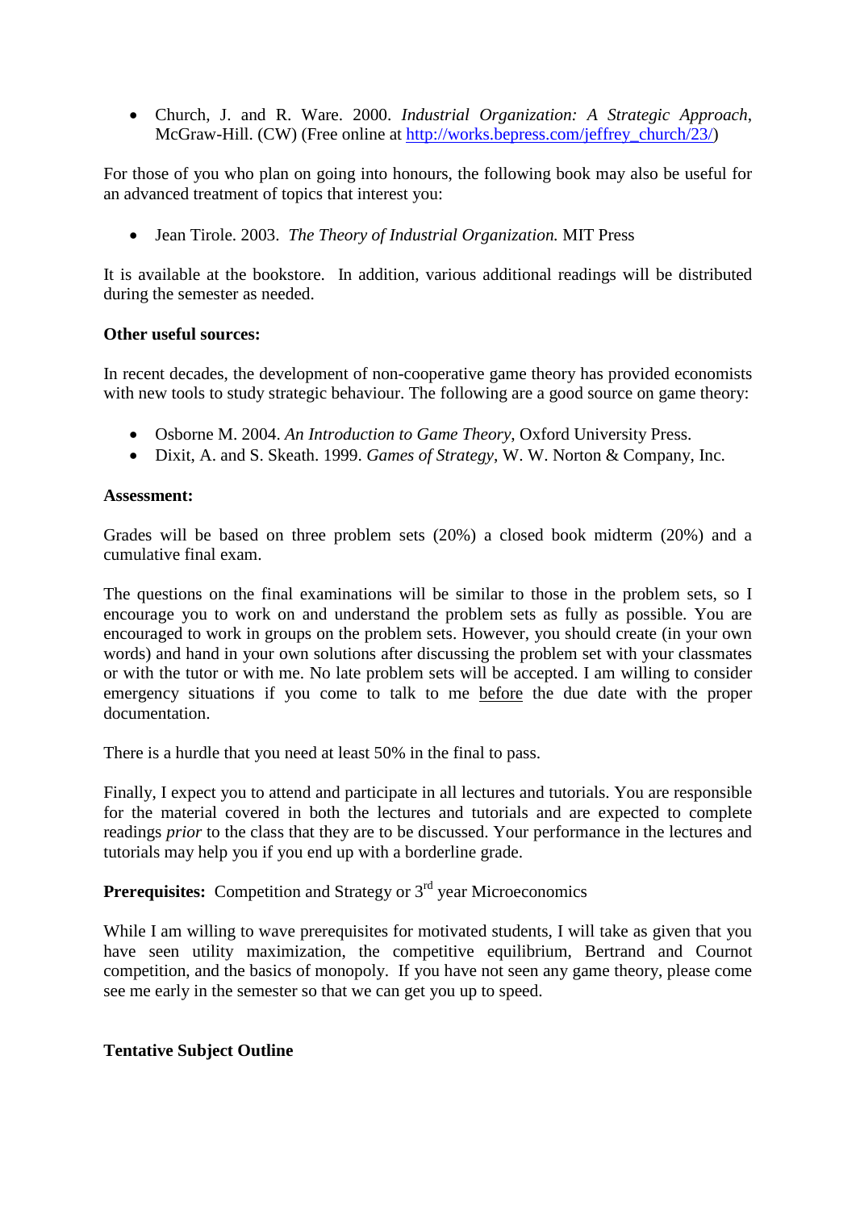- Church, J. and R. Ware. 2000. *Industrial Organization: A Strategic Approach*, McGraw-Hill. (CW) (Free online at [http://works.bepress.com/jeffrey_church/23/](http://works.bepress.com/jeffrey_church/23/))

For those of you who plan on going into honours, the following book may also be useful for an advanced treatment of topics that interest you:

- Jean Tirole. 2003. *The Theory of Industrial Organization.* MIT Press

It is available at the bookstore. In addition, various additional readings will be distributed during the semester as needed.

**Other useful sources:**

In recent decades, the development of non-cooperative game theory has provided economists with new tools to study strategic behaviour. The following are a good source on game theory:

- Osborne M. 2004. *An Introduction to Game Theory*, Oxford University Press.
- Dixit, A. and S. Skeath. 1999. *Games of Strategy*, W. W. Norton & Company, Inc.

**Assessment:**

Grades will be based on three problem sets (20%) a closed book midterm (20%) and a cumulative final exam.

The questions on the final examinations will be similar to those in the problem sets, so I encourage you to work on and understand the problem sets as fully as possible. You are encouraged to work in groups on the problem sets. However, you should create (in your own words) and hand in your own solutions after discussing the problem set with your classmates or with the tutor or with me. No late problem sets will be accepted. I am willing to consider emergency situations if you come to talk to me <u>before</u> the due date with the proper documentation.

There is a hurdle that you need at least 50% in the final to pass.

Finally, I expect you to attend and participate in all lectures and tutorials. You are responsible for the material covered in both the lectures and tutorials and are expected to complete readings *prior* to the class that they are to be discussed. Your performance in the lectures and tutorials may help you if you end up with a borderline grade.

**Prerequisites:** Competition and Strategy or 3rd year Microeconomics

While I am willing to wave prerequisites for motivated students, I will take as given that you have seen utility maximization, the competitive equilibrium, Bertrand and Cournot competition, and the basics of monopoly. If you have not seen any game theory, please come see me early in the semester so that we can get you up to speed.

**Tentative Subject Outline**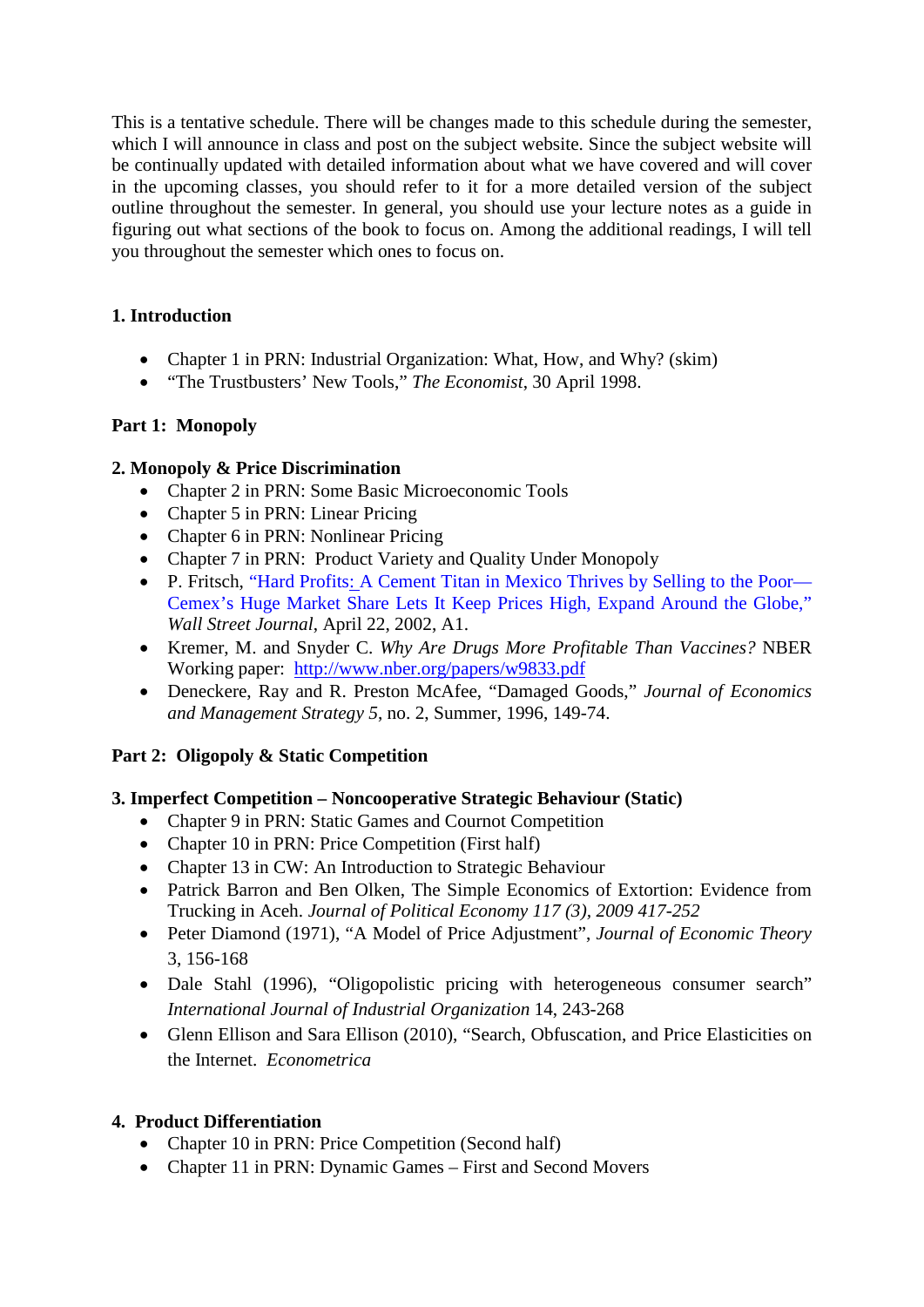This is a tentative schedule. There will be changes made to this schedule during the semester, which I will announce in class and post on the subject website. Since the subject website will be continually updated with detailed information about what we have covered and will cover in the upcoming classes, you should refer to it for a more detailed version of the subject outline throughout the semester. In general, you should use your lecture notes as a guide in figuring out what sections of the book to focus on. Among the additional readings, I will tell you throughout the semester which ones to focus on.

### 1. Introduction

- Chapter 1 in PRN: Industrial Organization: What, How, and Why? (skim)
- "The Trustbusters' New Tools," *The Economist*, 30 April 1998.

## Part 1: Monopoly

### 2. Monopoly & Price Discrimination

- Chapter 2 in PRN: Some Basic Microeconomic Tools
- Chapter 5 in PRN: Linear Pricing
- Chapter 6 in PRN: Nonlinear Pricing
- Chapter 7 in PRN: Product Variety and Quality Under Monopoly
- P. Fritsch, "Hard Profits: A Cement Titan in Mexico Thrives by Selling to the Poor—Cemex's Huge Market Share Lets It Keep Prices High, Expand Around the Globe," *Wall Street Journal*, April 22, 2002, A1.
- Kremer, M. and Snyder C. *Why Are Drugs More Profitable Than Vaccines?* NBER Working paper: http://www.nber.org/papers/w9833.pdf
- Deneckere, Ray and R. Preston McAfee, "Damaged Goods," *Journal of Economics and Management Strategy 5*, no. 2, Summer, 1996, 149-74.

## Part 2: Oligopoly & Static Competition

### 3. Imperfect Competition – Noncooperative Strategic Behaviour (Static)

- Chapter 9 in PRN: Static Games and Cournot Competition
- Chapter 10 in PRN: Price Competition (First half)
- Chapter 13 in CW: An Introduction to Strategic Behaviour
- Patrick Barron and Ben Olken, The Simple Economics of Extortion: Evidence from Trucking in Aceh. *Journal of Political Economy 117 (3), 2009 417-252*
- Peter Diamond (1971), "A Model of Price Adjustment", *Journal of Economic Theory* 3, 156-168
- Dale Stahl (1996), "Oligopolistic pricing with heterogeneous consumer search" *International Journal of Industrial Organization* 14, 243-268
- Glenn Ellison and Sara Ellison (2010), "Search, Obfuscation, and Price Elasticities on the Internet. *Econometrica*

### 4. Product Differentiation

- Chapter 10 in PRN: Price Competition (Second half)
- Chapter 11 in PRN: Dynamic Games – First and Second Movers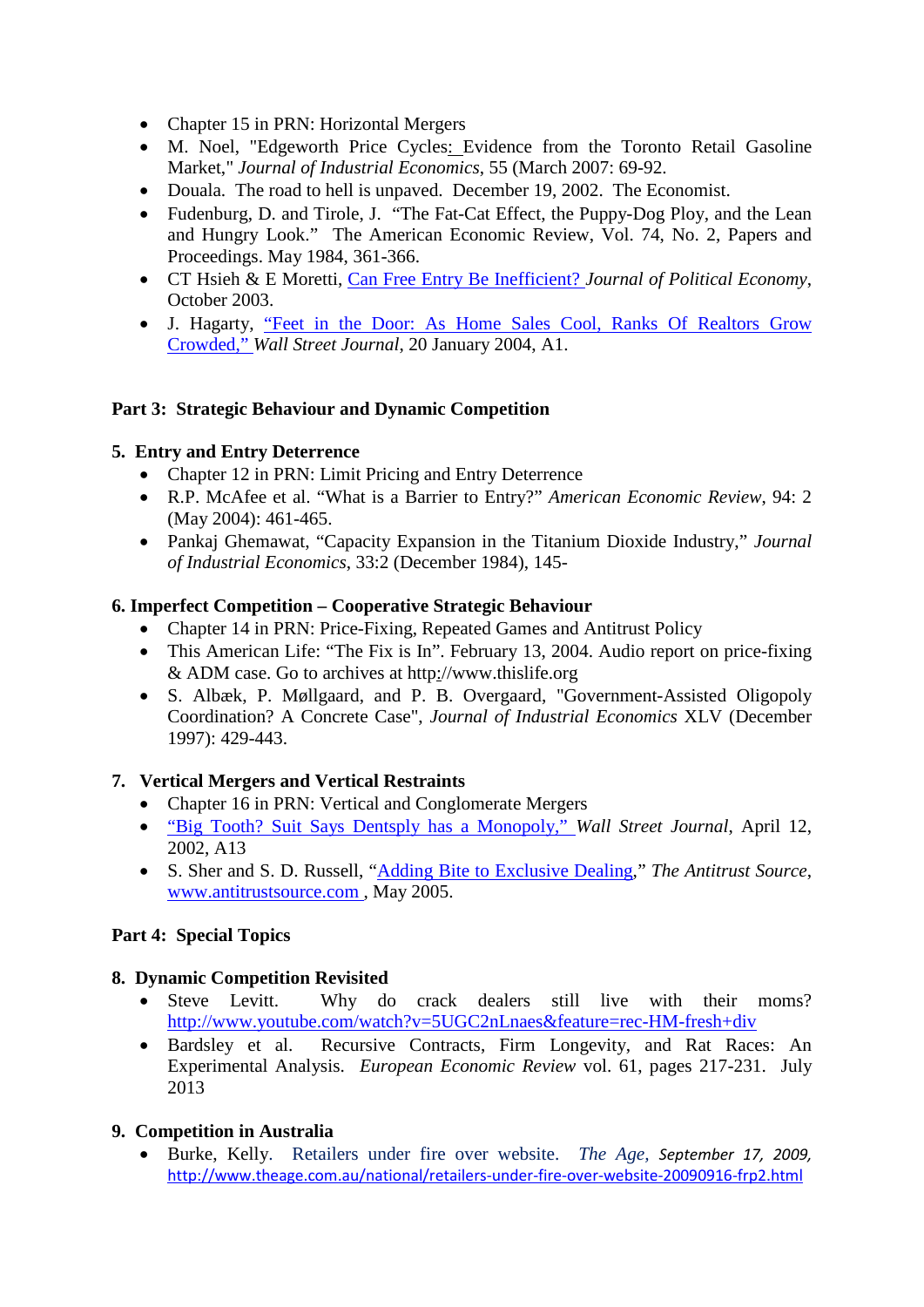- Chapter 15 in PRN: Horizontal Mergers
- M. Noel, "Edgeworth Price Cycles: Evidence from the Toronto Retail Gasoline Market," *Journal of Industrial Economics*, 55 (March 2007: 69-92.
- Douala. The road to hell is unpaved. December 19, 2002. The Economist.
- Fudenburg, D. and Tirole, J. "The Fat-Cat Effect, the Puppy-Dog Ploy, and the Lean and Hungry Look." The American Economic Review, Vol. 74, No. 2, Papers and Proceedings. May 1984, 361-366.
- CT Hsieh & E Moretti, Can Free Entry Be Inefficient? *Journal of Political Economy*, October 2003.
- J. Hagarty, "Feet in the Door: As Home Sales Cool, Ranks Of Realtors Grow Crowded," *Wall Street Journal*, 20 January 2004, A1.

## Part 3: Strategic Behaviour and Dynamic Competition

### 5. Entry and Entry Deterrence

- Chapter 12 in PRN: Limit Pricing and Entry Deterrence
- R.P. McAfee et al. "What is a Barrier to Entry?" *American Economic Review*, 94: 2 (May 2004): 461-465.
- Pankaj Ghemawat, "Capacity Expansion in the Titanium Dioxide Industry," *Journal of Industrial Economics*, 33:2 (December 1984), 145-

### 6. Imperfect Competition – Cooperative Strategic Behaviour

- Chapter 14 in PRN: Price-Fixing, Repeated Games and Antitrust Policy
- This American Life: "The Fix is In". February 13, 2004. Audio report on price-fixing & ADM case. Go to archives at http://www.thislife.org
- S. Albæk, P. Møllgaard, and P. B. Overgaard, "Government-Assisted Oligopoly Coordination? A Concrete Case", *Journal of Industrial Economics* XLV (December 1997): 429-443.

### 7. Vertical Mergers and Vertical Restraints

- Chapter 16 in PRN: Vertical and Conglomerate Mergers
- "Big Tooth? Suit Says Dentsply has a Monopoly," *Wall Street Journal*, April 12, 2002, A13
- S. Sher and S. D. Russell, "Adding Bite to Exclusive Dealing," *The Antitrust Source*, www.antitrustsource.com , May 2005.

## Part 4: Special Topics

### 8. Dynamic Competition Revisited

- Steve Levitt. Why do crack dealers still live with their moms? http://www.youtube.com/watch?v=5UGC2nLnaes&feature=rec-HM-fresh+div
- Bardsley et al. Recursive Contracts, Firm Longevity, and Rat Races: An Experimental Analysis. *European Economic Review* vol. 61, pages 217-231. July 2013

### 9. Competition in Australia

- Burke, Kelly. Retailers under fire over website. *The Age*, *September 17, 2009,* http://www.theage.com.au/national/retailers-under-fire-over-website-20090916-frp2.html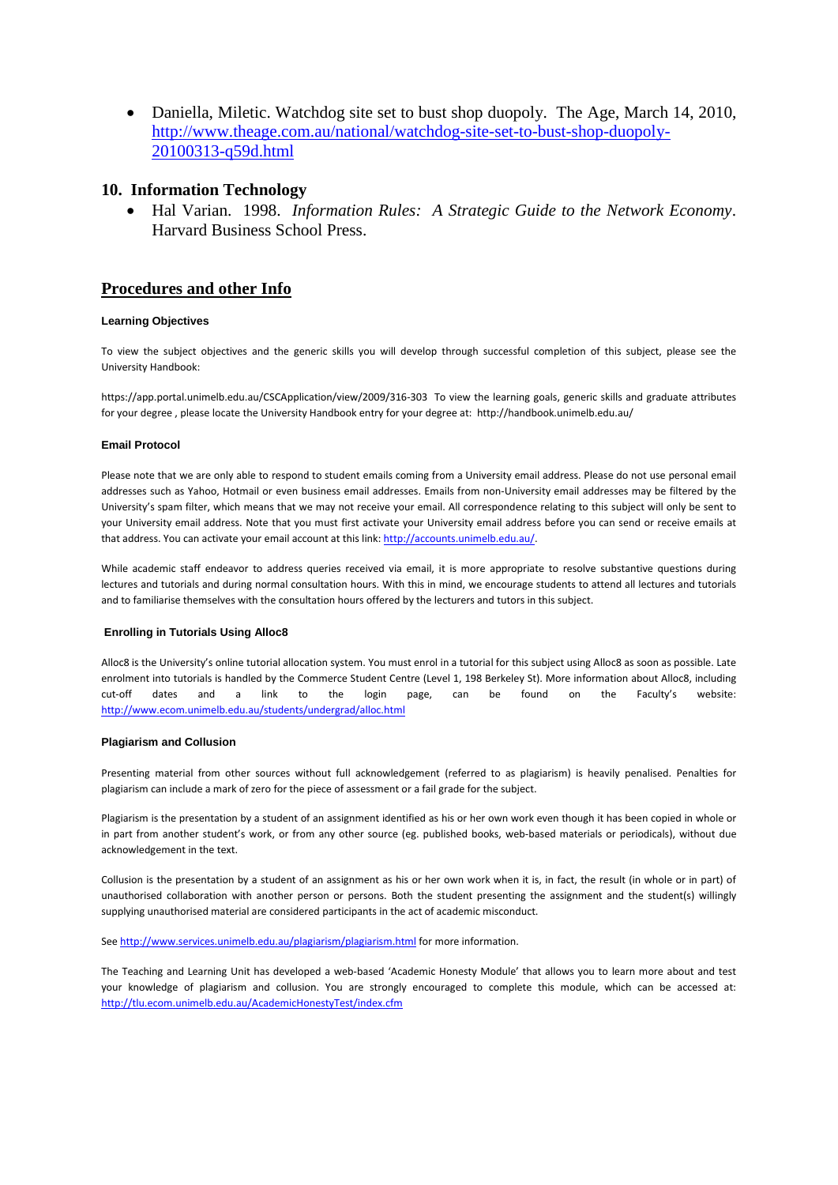- Daniella, Miletic. Watchdog site set to bust shop duopoly. The Age, March 14, 2010, [http://www.theage.com.au/national/watchdog-site-set-to-bust-shop-duopoly-20100313-q59d.html](http://www.theage.com.au/national/watchdog-site-set-to-bust-shop-duopoly-20100313-q59d.html)

## 10. Information Technology

- Hal Varian. 1998. *Information Rules: A Strategic Guide to the Network Economy*. Harvard Business School Press.

## Procedures and other Info

#### Learning Objectives

To view the subject objectives and the generic skills you will develop through successful completion of this subject, please see the University Handbook:

https://app.portal.unimelb.edu.au/CSCApplication/view/2009/316-303 To view the learning goals, generic skills and graduate attributes for your degree , please locate the University Handbook entry for your degree at: http://handbook.unimelb.edu.au/

#### Email Protocol

Please note that we are only able to respond to student emails coming from a University email address. Please do not use personal email addresses such as Yahoo, Hotmail or even business email addresses. Emails from non-University email addresses may be filtered by the University's spam filter, which means that we may not receive your email. All correspondence relating to this subject will only be sent to your University email address. Note that you must first activate your University email address before you can send or receive emails at that address. You can activate your email account at this link: [http://accounts.unimelb.edu.au/](http://accounts.unimelb.edu.au/).

While academic staff endeavor to address queries received via email, it is more appropriate to resolve substantive questions during lectures and tutorials and during normal consultation hours. With this in mind, we encourage students to attend all lectures and tutorials and to familiarise themselves with the consultation hours offered by the lecturers and tutors in this subject.

#### Enrolling in Tutorials Using Alloc8

Alloc8 is the University's online tutorial allocation system. You must enrol in a tutorial for this subject using Alloc8 as soon as possible. Late enrolment into tutorials is handled by the Commerce Student Centre (Level 1, 198 Berkeley St). More information about Alloc8, including cut-off dates and a link to the login page, can be found on the Faculty's website: [http://www.ecom.unimelb.edu.au/students/undergrad/alloc.html](http://www.ecom.unimelb.edu.au/students/undergrad/alloc.html)

#### Plagiarism and Collusion

Presenting material from other sources without full acknowledgement (referred to as plagiarism) is heavily penalised. Penalties for plagiarism can include a mark of zero for the piece of assessment or a fail grade for the subject.

Plagiarism is the presentation by a student of an assignment identified as his or her own work even though it has been copied in whole or in part from another student's work, or from any other source (eg. published books, web-based materials or periodicals), without due acknowledgement in the text.

Collusion is the presentation by a student of an assignment as his or her own work when it is, in fact, the result (in whole or in part) of unauthorised collaboration with another person or persons. Both the student presenting the assignment and the student(s) willingly supplying unauthorised material are considered participants in the act of academic misconduct.

See [http://www.services.unimelb.edu.au/plagiarism/plagiarism.html](http://www.services.unimelb.edu.au/plagiarism/plagiarism.html) for more information.

The Teaching and Learning Unit has developed a web-based 'Academic Honesty Module' that allows you to learn more about and test your knowledge of plagiarism and collusion. You are strongly encouraged to complete this module, which can be accessed at: [http://tlu.ecom.unimelb.edu.au/AcademicHonestyTest/index.cfm](http://tlu.ecom.unimelb.edu.au/AcademicHonestyTest/index.cfm)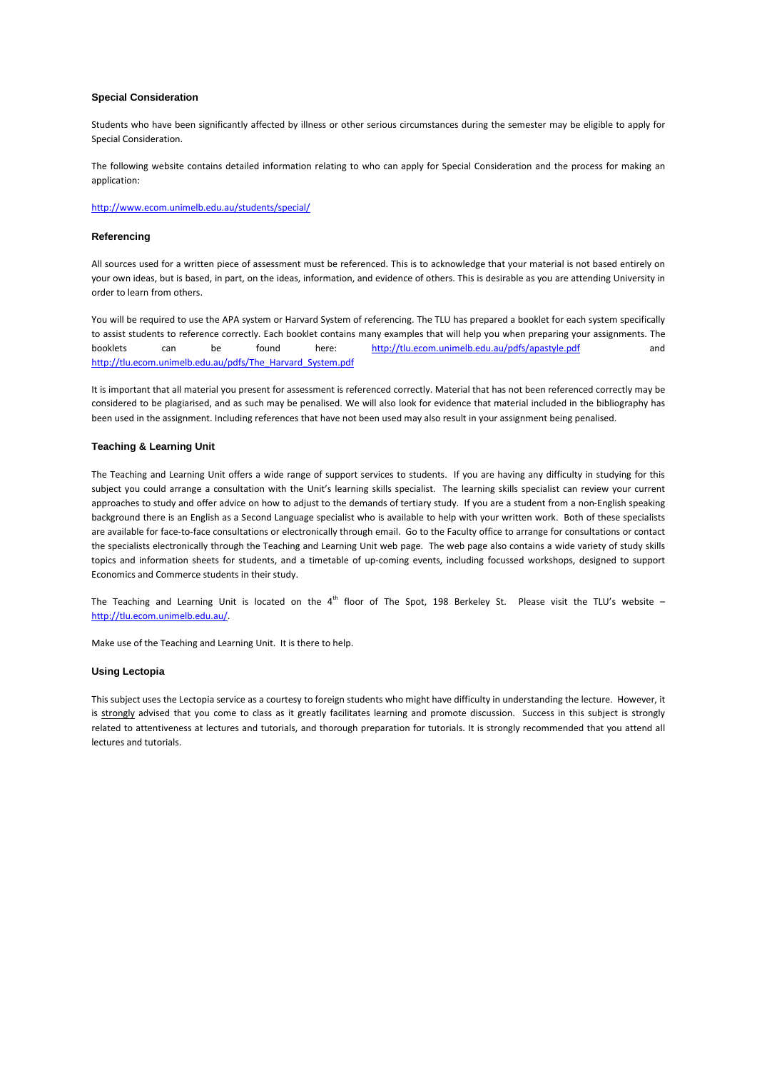### Special Consideration

Students who have been significantly affected by illness or other serious circumstances during the semester may be eligible to apply for Special Consideration.

The following website contains detailed information relating to who can apply for Special Consideration and the process for making an application:

http://www.ecom.unimelb.edu.au/students/special/

### Referencing

All sources used for a written piece of assessment must be referenced. This is to acknowledge that your material is not based entirely on your own ideas, but is based, in part, on the ideas, information, and evidence of others. This is desirable as you are attending University in order to learn from others.

You will be required to use the APA system or Harvard System of referencing. The TLU has prepared a booklet for each system specifically to assist students to reference correctly. Each booklet contains many examples that will help you when preparing your assignments. The booklets can be found here: http://tlu.ecom.unimelb.edu.au/pdfs/apastyle.pdf and http://tlu.ecom.unimelb.edu.au/pdfs/The_Harvard_System.pdf

It is important that all material you present for assessment is referenced correctly. Material that has not been referenced correctly may be considered to be plagiarised, and as such may be penalised. We will also look for evidence that material included in the bibliography has been used in the assignment. Including references that have not been used may also result in your assignment being penalised.

### Teaching & Learning Unit

The Teaching and Learning Unit offers a wide range of support services to students. If you are having any difficulty in studying for this subject you could arrange a consultation with the Unit's learning skills specialist. The learning skills specialist can review your current approaches to study and offer advice on how to adjust to the demands of tertiary study. If you are a student from a non-English speaking background there is an English as a Second Language specialist who is available to help with your written work. Both of these specialists are available for face-to-face consultations or electronically through email. Go to the Faculty office to arrange for consultations or contact the specialists electronically through the Teaching and Learning Unit web page. The web page also contains a wide variety of study skills topics and information sheets for students, and a timetable of up-coming events, including focussed workshops, designed to support Economics and Commerce students in their study.

The Teaching and Learning Unit is located on the 4th floor of The Spot, 198 Berkeley St. Please visit the TLU's website – http://tlu.ecom.unimelb.edu.au/.

Make use of the Teaching and Learning Unit. It is there to help.

### Using Lectopia

This subject uses the Lectopia service as a courtesy to foreign students who might have difficulty in understanding the lecture. However, it is strongly advised that you come to class as it greatly facilitates learning and promote discussion. Success in this subject is strongly related to attentiveness at lectures and tutorials, and thorough preparation for tutorials. It is strongly recommended that you attend all lectures and tutorials.